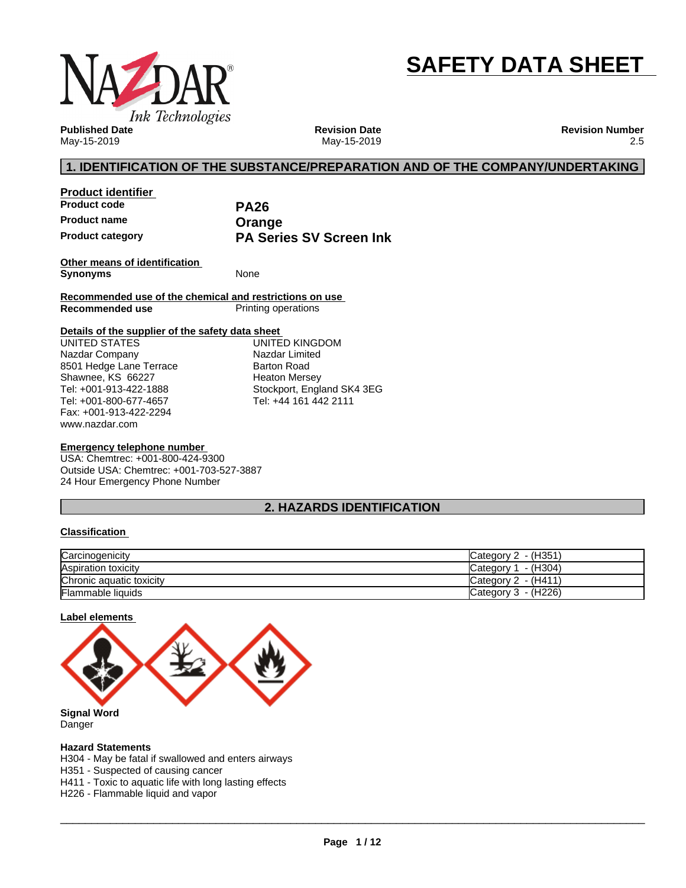# SAFETY DATA SHEET

**Published Date**
May-15-2019

**Revision Date**
May-15-2019

**Revision Number**
2.5

## 1. IDENTIFICATION OF THE SUBSTANCE/PREPARATION AND OF THE COMPANY/UNDERTAKING

**Product identifier**

| | |
|---|---|
| **Product code** | **PA26** |
| **Product name** | **Orange** |
| **Product category** | **PA Series SV Screen Ink** |

**Other means of identification**

**Synonyms** None

**Recommended use of the chemical and restrictions on use**

**Recommended use** Printing operations

**Details of the supplier of the safety data sheet**

UNITED STATES
Nazdar Company
8501 Hedge Lane Terrace
Shawnee, KS 66227
Tel: +001-913-422-1888
Tel: +001-800-677-4657
Fax: +001-913-422-2294
www.nazdar.com

UNITED KINGDOM
Nazdar Limited
Barton Road
Heaton Mersey
Stockport, England SK4 3EG
Tel: +44 161 442 2111

**Emergency telephone number**

USA: Chemtrec: +001-800-424-9300
Outside USA: Chemtrec: +001-703-527-3887
24 Hour Emergency Phone Number

## 2. HAZARDS IDENTIFICATION

**Classification**

| | |
|---|---|
| Carcinogenicity | Category 2 - (H351) |
| Aspiration toxicity | Category 1 - (H304) |
| Chronic aquatic toxicity | Category 2 - (H411) |
| Flammable liquids | Category 3 - (H226) |

**Label elements**

**Signal Word**
Danger

**Hazard Statements**
H304 - May be fatal if swallowed and enters airways
H351 - Suspected of causing cancer
H411 - Toxic to aquatic life with long lasting effects
H226 - Flammable liquid and vapor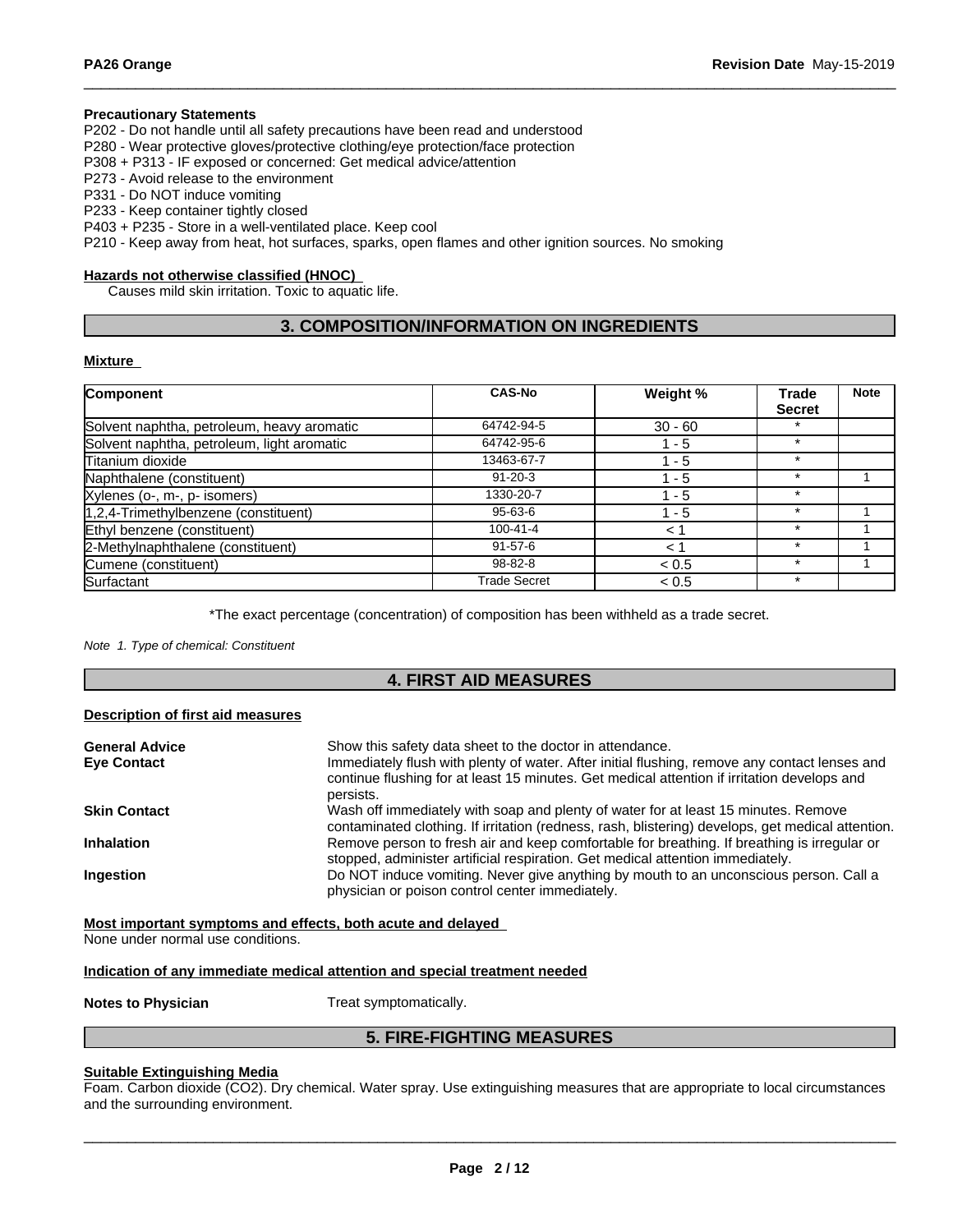**Precautionary Statements**

P202 - Do not handle until all safety precautions have been read and understood
P280 - Wear protective gloves/protective clothing/eye protection/face protection
P308 + P313 - IF exposed or concerned: Get medical advice/attention
P273 - Avoid release to the environment
P331 - Do NOT induce vomiting
P233 - Keep container tightly closed
P403 + P235 - Store in a well-ventilated place. Keep cool
P210 - Keep away from heat, hot surfaces, sparks, open flames and other ignition sources. No smoking

**Hazards not otherwise classified (HNOC)**

Causes mild skin irritation. Toxic to aquatic life.

## 3. COMPOSITION/INFORMATION ON INGREDIENTS

**Mixture**

| Component | CAS-No | Weight % | Trade Secret | Note |
|---|---|---|---|---|
| Solvent naphtha, petroleum, heavy aromatic | 64742-94-5 | 30 - 60 | * | |
| Solvent naphtha, petroleum, light aromatic | 64742-95-6 | 1 - 5 | * | |
| Titanium dioxide | 13463-67-7 | 1 - 5 | * | |
| Naphthalene (constituent) | 91-20-3 | 1 - 5 | * | 1 |
| Xylenes (o-, m-, p- isomers) | 1330-20-7 | 1 - 5 | * | |
| 1,2,4-Trimethylbenzene (constituent) | 95-63-6 | 1 - 5 | * | 1 |
| Ethyl benzene (constituent) | 100-41-4 | < 1 | * | 1 |
| 2-Methylnaphthalene (constituent) | 91-57-6 | < 1 | * | 1 |
| Cumene (constituent) | 98-82-8 | < 0.5 | * | 1 |
| Surfactant | Trade Secret | < 0.5 | * | |

*The exact percentage (concentration) of composition has been withheld as a trade secret.

*Note 1. Type of chemical: Constituent*

## 4. FIRST AID MEASURES

**Description of first aid measures**

**General Advice** Show this safety data sheet to the doctor in attendance.

**Eye Contact** Immediately flush with plenty of water. After initial flushing, remove any contact lenses and continue flushing for at least 15 minutes. Get medical attention if irritation develops and persists.

**Skin Contact** Wash off immediately with soap and plenty of water for at least 15 minutes. Remove contaminated clothing. If irritation (redness, rash, blistering) develops, get medical attention.

**Inhalation** Remove person to fresh air and keep comfortable for breathing. If breathing is irregular or stopped, administer artificial respiration. Get medical attention immediately.

**Ingestion** Do NOT induce vomiting. Never give anything by mouth to an unconscious person. Call a physician or poison control center immediately.

**Most important symptoms and effects, both acute and delayed**

None under normal use conditions.

**Indication of any immediate medical attention and special treatment needed**

**Notes to Physician** Treat symptomatically.

## 5. FIRE-FIGHTING MEASURES

**Suitable Extinguishing Media**

Foam. Carbon dioxide ($CO_2$). Dry chemical. Water spray. Use extinguishing measures that are appropriate to local circumstances and the surrounding environment.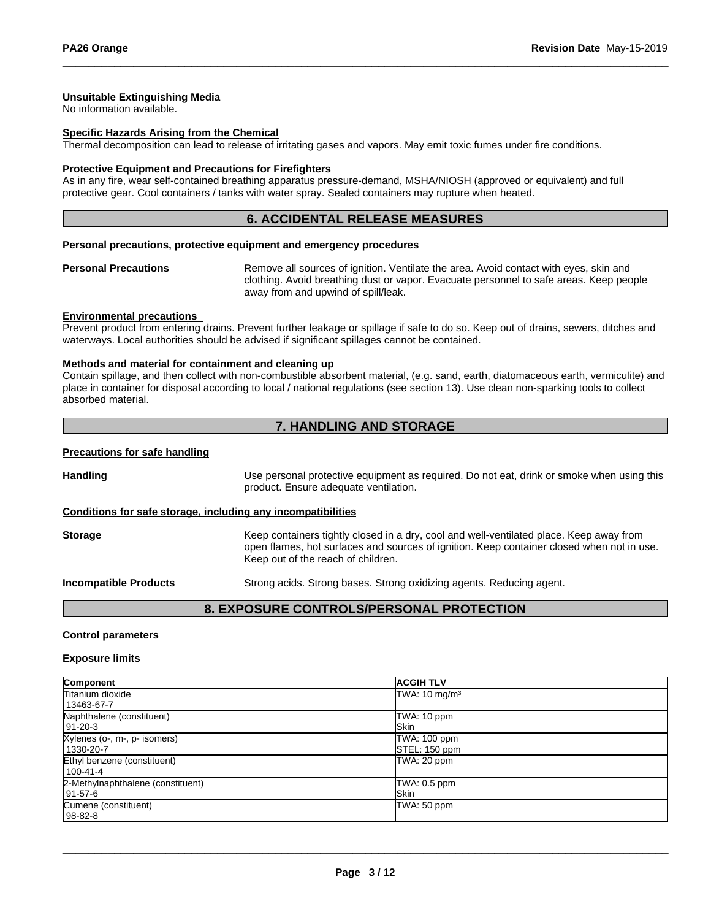#### Unsuitable Extinguishing Media

No information available.

#### Specific Hazards Arising from the Chemical

Thermal decomposition can lead to release of irritating gases and vapors. May emit toxic fumes under fire conditions.

#### Protective Equipment and Precautions for Firefighters

As in any fire, wear self-contained breathing apparatus pressure-demand, MSHA/NIOSH (approved or equivalent) and full protective gear. Cool containers / tanks with water spray. Sealed containers may rupture when heated.

## 6. ACCIDENTAL RELEASE MEASURES

#### Personal precautions, protective equipment and emergency procedures

**Personal Precautions** Remove all sources of ignition. Ventilate the area. Avoid contact with eyes, skin and clothing. Avoid breathing dust or vapor. Evacuate personnel to safe areas. Keep people away from and upwind of spill/leak.

#### Environmental precautions

Prevent product from entering drains. Prevent further leakage or spillage if safe to do so. Keep out of drains, sewers, ditches and waterways. Local authorities should be advised if significant spillages cannot be contained.

#### Methods and material for containment and cleaning up

Contain spillage, and then collect with non-combustible absorbent material, (e.g. sand, earth, diatomaceous earth, vermiculite) and place in container for disposal according to local / national regulations (see section 13). Use clean non-sparking tools to collect absorbed material.

## 7. HANDLING AND STORAGE

#### Precautions for safe handling

**Handling** Use personal protective equipment as required. Do not eat, drink or smoke when using this product. Ensure adequate ventilation.

#### Conditions for safe storage, including any incompatibilities

**Storage** Keep containers tightly closed in a dry, cool and well-ventilated place. Keep away from open flames, hot surfaces and sources of ignition. Keep container closed when not in use. Keep out of the reach of children.

**Incompatible Products** Strong acids. Strong bases. Strong oxidizing agents. Reducing agent.

## 8. EXPOSURE CONTROLS/PERSONAL PROTECTION

#### Control parameters

**Exposure limits**

| Component | ACGIH TLV |
|---|---|
| Titanium dioxide<br>13463-67-7 | TWA: 10 mg/m³ |
| Naphthalene (constituent)<br>91-20-3 | TWA: 10 ppm<br>Skin |
| Xylenes (o-, m-, p- isomers)<br>1330-20-7 | TWA: 100 ppm<br>STEL: 150 ppm |
| Ethyl benzene (constituent)<br>100-41-4 | TWA: 20 ppm |
| 2-Methylnaphthalene (constituent)<br>91-57-6 | TWA: 0.5 ppm<br>Skin |
| Cumene (constituent)<br>98-82-8 | TWA: 50 ppm |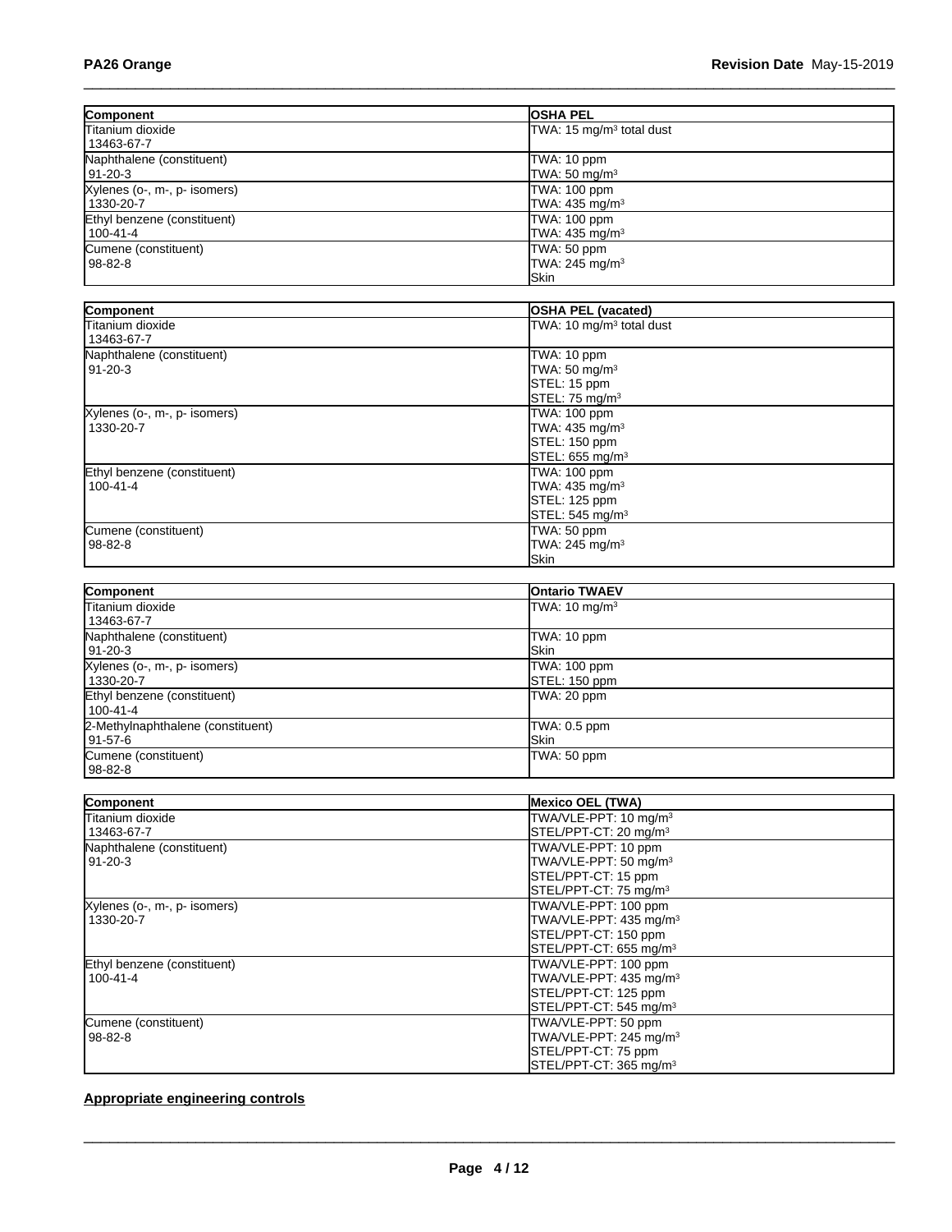| Component | OSHA PEL |
| --- | --- |
| Titanium dioxide<br>13463-67-7 | TWA: 15 mg/m³ total dust |
| Naphthalene (constituent)<br>91-20-3 | TWA: 10 ppm<br>TWA: 50 mg/m³ |
| Xylenes (o-, m-, p- isomers)<br>1330-20-7 | TWA: 100 ppm<br>TWA: 435 mg/m³ |
| Ethyl benzene (constituent)<br>100-41-4 | TWA: 100 ppm<br>TWA: 435 mg/m³ |
| Cumene (constituent)<br>98-82-8 | TWA: 50 ppm<br>TWA: 245 mg/m³<br>Skin |

| Component | OSHA PEL (vacated) |
| --- | --- |
| Titanium dioxide<br>13463-67-7 | TWA: 10 mg/m³ total dust |
| Naphthalene (constituent)<br>91-20-3 | TWA: 10 ppm<br>TWA: 50 mg/m³<br>STEL: 15 ppm<br>STEL: 75 mg/m³ |
| Xylenes (o-, m-, p- isomers)<br>1330-20-7 | TWA: 100 ppm<br>TWA: 435 mg/m³<br>STEL: 150 ppm<br>STEL: 655 mg/m³ |
| Ethyl benzene (constituent)<br>100-41-4 | TWA: 100 ppm<br>TWA: 435 mg/m³<br>STEL: 125 ppm<br>STEL: 545 mg/m³ |
| Cumene (constituent)<br>98-82-8 | TWA: 50 ppm<br>TWA: 245 mg/m³<br>Skin |

| Component | Ontario TWAEV |
| --- | --- |
| Titanium dioxide<br>13463-67-7 | TWA: 10 mg/m³ |
| Naphthalene (constituent)<br>91-20-3 | TWA: 10 ppm<br>Skin |
| Xylenes (o-, m-, p- isomers)<br>1330-20-7 | TWA: 100 ppm<br>STEL: 150 ppm |
| Ethyl benzene (constituent)<br>100-41-4 | TWA: 20 ppm |
| 2-Methylnaphthalene (constituent)<br>91-57-6 | TWA: 0.5 ppm<br>Skin |
| Cumene (constituent)<br>98-82-8 | TWA: 50 ppm |

| Component | Mexico OEL (TWA) |
| --- | --- |
| Titanium dioxide<br>13463-67-7 | TWA/VLE-PPT: 10 mg/m³<br>STEL/PPT-CT: 20 mg/m³ |
| Naphthalene (constituent)<br>91-20-3 | TWA/VLE-PPT: 10 ppm<br>TWA/VLE-PPT: 50 mg/m³<br>STEL/PPT-CT: 15 ppm<br>STEL/PPT-CT: 75 mg/m³ |
| Xylenes (o-, m-, p- isomers)<br>1330-20-7 | TWA/VLE-PPT: 100 ppm<br>TWA/VLE-PPT: 435 mg/m³<br>STEL/PPT-CT: 150 ppm<br>STEL/PPT-CT: 655 mg/m³ |
| Ethyl benzene (constituent)<br>100-41-4 | TWA/VLE-PPT: 100 ppm<br>TWA/VLE-PPT: 435 mg/m³<br>STEL/PPT-CT: 125 ppm<br>STEL/PPT-CT: 545 mg/m³ |
| Cumene (constituent)<br>98-82-8 | TWA/VLE-PPT: 50 ppm<br>TWA/VLE-PPT: 245 mg/m³<br>STEL/PPT-CT: 75 ppm<br>STEL/PPT-CT: 365 mg/m³ |

**Appropriate engineering controls**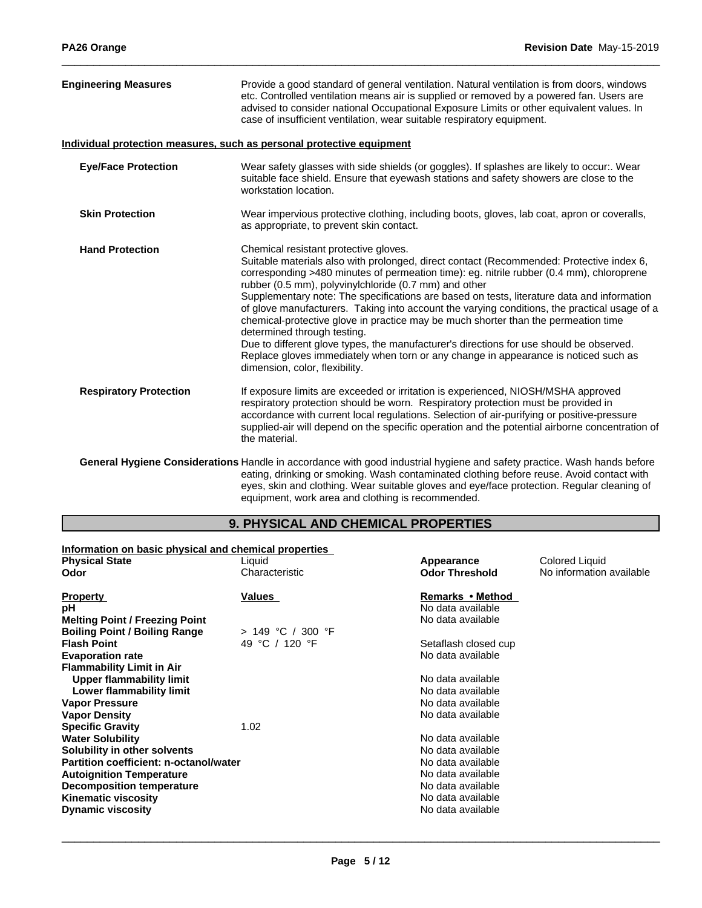**Engineering Measures** Provide a good standard of general ventilation. Natural ventilation is from doors, windows etc. Controlled ventilation means air is supplied or removed by a powered fan. Users are advised to consider national Occupational Exposure Limits or other equivalent values. In case of insufficient ventilation, wear suitable respiratory equipment.

**Individual protection measures, such as personal protective equipment**

**Eye/Face Protection** Wear safety glasses with side shields (or goggles). If splashes are likely to occur:. Wear suitable face shield. Ensure that eyewash stations and safety showers are close to the workstation location.

**Skin Protection** Wear impervious protective clothing, including boots, gloves, lab coat, apron or coveralls, as appropriate, to prevent skin contact.

**Hand Protection** Chemical resistant protective gloves.
Suitable materials also with prolonged, direct contact (Recommended: Protective index 6, corresponding >480 minutes of permeation time): eg. nitrile rubber (0.4 mm), chloroprene rubber (0.5 mm), polyvinylchloride (0.7 mm) and other
Supplementary note: The specifications are based on tests, literature data and information of glove manufacturers. Taking into account the varying conditions, the practical usage of a chemical-protective glove in practice may be much shorter than the permeation time determined through testing.
Due to different glove types, the manufacturer's directions for use should be observed. Replace gloves immediately when torn or any change in appearance is noticed such as dimension, color, flexibility.

**Respiratory Protection** If exposure limits are exceeded or irritation is experienced, NIOSH/MSHA approved respiratory protection should be worn. Respiratory protection must be provided in accordance with current local regulations. Selection of air-purifying or positive-pressure supplied-air will depend on the specific operation and the potential airborne concentration of the material.

**General Hygiene Considerations** Handle in accordance with good industrial hygiene and safety practice. Wash hands before eating, drinking or smoking. Wash contaminated clothing before reuse. Avoid contact with eyes, skin and clothing. Wear suitable gloves and eye/face protection. Regular cleaning of equipment, work area and clothing is recommended.

## 9. PHYSICAL AND CHEMICAL PROPERTIES

**Information on basic physical and chemical properties**

| | | | |
|---|---|---|---|
| **Physical State** | Liquid | **Appearance** | Colored Liquid |
| **Odor** | Characteristic | **Odor Threshold** | No information available |

| **Property** | **Values** | **Remarks • Method** |
|---|---|---|
| **pH** | | No data available |
| **Melting Point / Freezing Point** | | No data available |
| **Boiling Point / Boiling Range** | > 149 °C / 300 °F | |
| **Flash Point** | 49 °C / 120 °F | Setaflash closed cup |
| **Evaporation rate** | | No data available |
| **Flammability Limit in Air** | | |
| **Upper flammability limit** | | No data available |
| **Lower flammability limit** | | No data available |
| **Vapor Pressure** | | No data available |
| **Vapor Density** | | No data available |
| **Specific Gravity** | 1.02 | |
| **Water Solubility** | | No data available |
| **Solubility in other solvents** | | No data available |
| **Partition coefficient: n-octanol/water** | | No data available |
| **Autoignition Temperature** | | No data available |
| **Decomposition temperature** | | No data available |
| **Kinematic viscosity** | | No data available |
| **Dynamic viscosity** | | No data available |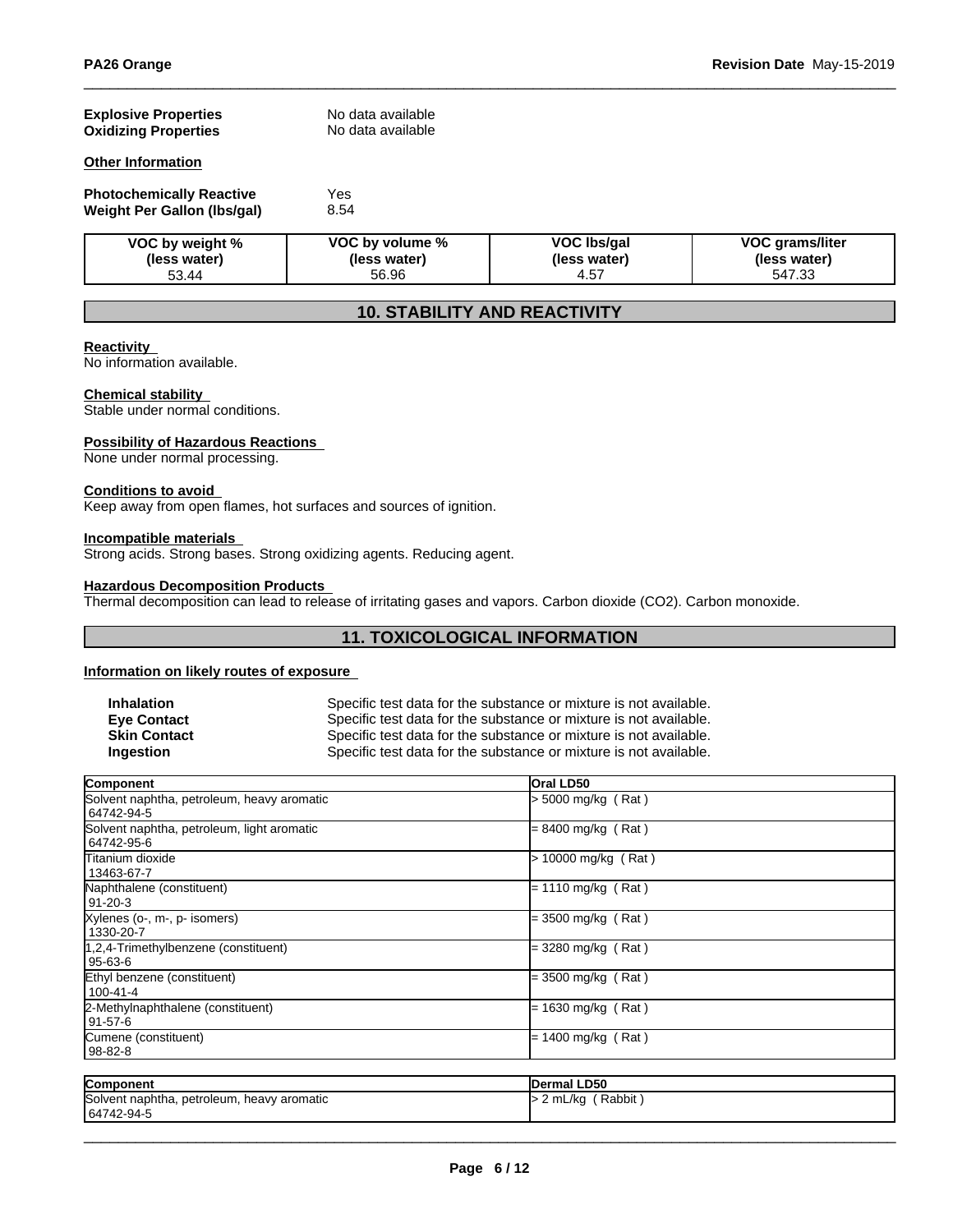**Explosive Properties** No data available
**Oxidizing Properties** No data available

**Other Information**

**Photochemically Reactive** Yes
**Weight Per Gallon (lbs/gal)** 8.54

| VOC by weight % (less water) | VOC by volume % (less water) | VOC lbs/gal (less water) | VOC grams/liter (less water) |
|---|---|---|---|
| 53.44 | 56.96 | 4.57 | 547.33 |

## 10. STABILITY AND REACTIVITY

**Reactivity**
No information available.

**Chemical stability**
Stable under normal conditions.

**Possibility of Hazardous Reactions**
None under normal processing.

**Conditions to avoid**
Keep away from open flames, hot surfaces and sources of ignition.

**Incompatible materials**
Strong acids. Strong bases. Strong oxidizing agents. Reducing agent.

**Hazardous Decomposition Products**
Thermal decomposition can lead to release of irritating gases and vapors. Carbon dioxide ($CO_2$). Carbon monoxide.

## 11. TOXICOLOGICAL INFORMATION

**Information on likely routes of exposure**

**Inhalation** Specific test data for the substance or mixture is not available.
**Eye Contact** Specific test data for the substance or mixture is not available.
**Skin Contact** Specific test data for the substance or mixture is not available.
**Ingestion** Specific test data for the substance or mixture is not available.

| Component | Oral LD50 |
|---|---|
| Solvent naphtha, petroleum, heavy aromatic 64742-94-5 | > 5000 mg/kg ( Rat ) |
| Solvent naphtha, petroleum, light aromatic 64742-95-6 | = 8400 mg/kg ( Rat ) |
| Titanium dioxide 13463-67-7 | > 10000 mg/kg ( Rat ) |
| Naphthalene (constituent) 91-20-3 | = 1110 mg/kg ( Rat ) |
| Xylenes (o-, m-, p- isomers) 1330-20-7 | = 3500 mg/kg ( Rat ) |
| 1,2,4-Trimethylbenzene (constituent) 95-63-6 | = 3280 mg/kg ( Rat ) |
| Ethyl benzene (constituent) 100-41-4 | = 3500 mg/kg ( Rat ) |
| 2-Methylnaphthalene (constituent) 91-57-6 | = 1630 mg/kg ( Rat ) |
| Cumene (constituent) 98-82-8 | = 1400 mg/kg ( Rat ) |

| Component | Dermal LD50 |
|---|---|
| Solvent naphtha, petroleum, heavy aromatic 64742-94-5 | > 2 mL/kg ( Rabbit ) |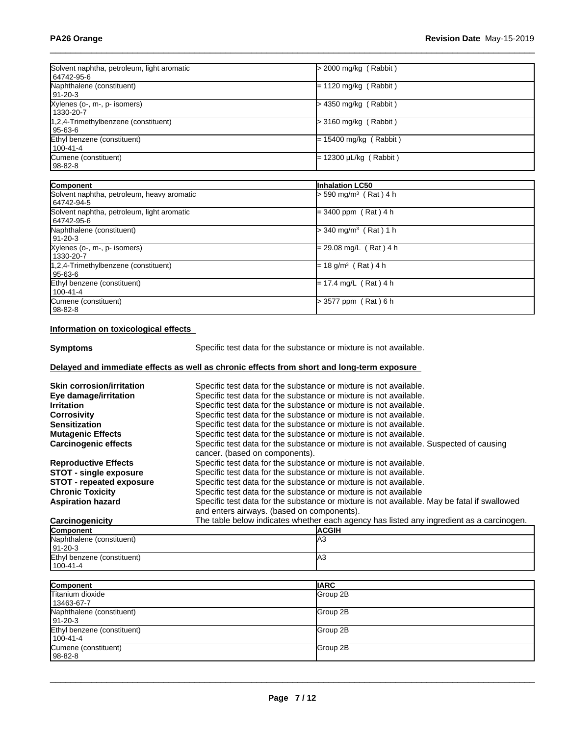| | |
|---|---|
| Solvent naphtha, petroleum, light aromatic<br>64742-95-6 | > 2000 mg/kg ( Rabbit ) |
| Naphthalene (constituent)<br>91-20-3 | = 1120 mg/kg ( Rabbit ) |
| Xylenes (o-, m-, p- isomers)<br>1330-20-7 | > 4350 mg/kg ( Rabbit ) |
| 1,2,4-Trimethylbenzene (constituent)<br>95-63-6 | > 3160 mg/kg ( Rabbit ) |
| Ethyl benzene (constituent)<br>100-41-4 | = 15400 mg/kg ( Rabbit ) |
| Cumene (constituent)<br>98-82-8 | = 12300 µL/kg ( Rabbit ) |

| Component | Inhalation LC50 |
|---|---|
| Solvent naphtha, petroleum, heavy aromatic<br>64742-94-5 | > 590 mg/m³ ( Rat ) 4 h |
| Solvent naphtha, petroleum, light aromatic<br>64742-95-6 | = 3400 ppm ( Rat ) 4 h |
| Naphthalene (constituent)<br>91-20-3 | > 340 mg/m³ ( Rat ) 1 h |
| Xylenes (o-, m-, p- isomers)<br>1330-20-7 | = 29.08 mg/L ( Rat ) 4 h |
| 1,2,4-Trimethylbenzene (constituent)<br>95-63-6 | = 18 g/m³ ( Rat ) 4 h |
| Ethyl benzene (constituent)<br>100-41-4 | = 17.4 mg/L ( Rat ) 4 h |
| Cumene (constituent)<br>98-82-8 | > 3577 ppm ( Rat ) 6 h |

**Information on toxicological effects**

**Symptoms** Specific test data for the substance or mixture is not available.

**Delayed and immediate effects as well as chronic effects from short and long-term exposure**

**Skin corrosion/irritation** Specific test data for the substance or mixture is not available.
**Eye damage/irritation** Specific test data for the substance or mixture is not available.
**Irritation** Specific test data for the substance or mixture is not available.
**Corrosivity** Specific test data for the substance or mixture is not available.
**Sensitization** Specific test data for the substance or mixture is not available.
**Mutagenic Effects** Specific test data for the substance or mixture is not available.
**Carcinogenic effects** Specific test data for the substance or mixture is not available. Suspected of causing cancer. (based on components).
**Reproductive Effects** Specific test data for the substance or mixture is not available.
**STOT - single exposure** Specific test data for the substance or mixture is not available.
**STOT - repeated exposure** Specific test data for the substance or mixture is not available.
**Chronic Toxicity** Specific test data for the substance or mixture is not available
**Aspiration hazard** Specific test data for the substance or mixture is not available. May be fatal if swallowed and enters airways. (based on components).
**Carcinogenicity** The table below indicates whether each agency has listed any ingredient as a carcinogen.

| Component | ACGIH |
|---|---|
| Naphthalene (constituent)<br>91-20-3 | A3 |
| Ethyl benzene (constituent)<br>100-41-4 | A3 |

| Component | IARC |
|---|---|
| Titanium dioxide<br>13463-67-7 | Group 2B |
| Naphthalene (constituent)<br>91-20-3 | Group 2B |
| Ethyl benzene (constituent)<br>100-41-4 | Group 2B |
| Cumene (constituent)<br>98-82-8 | Group 2B |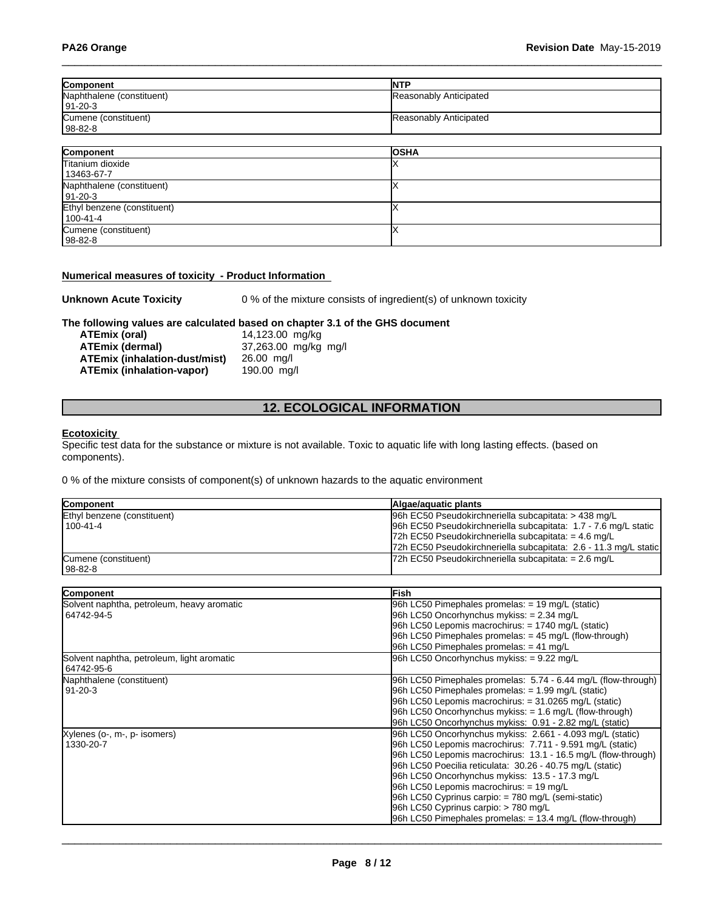| Component | NTP |
|---|---|
| Naphthalene (constituent)<br>91-20-3 | Reasonably Anticipated |
| Cumene (constituent)<br>98-82-8 | Reasonably Anticipated |

| Component | OSHA |
|---|---|
| Titanium dioxide<br>13463-67-7 | X |
| Naphthalene (constituent)<br>91-20-3 | X |
| Ethyl benzene (constituent)<br>100-41-4 | X |
| Cumene (constituent)<br>98-82-8 | X |

**Numerical measures of toxicity - Product Information**

**Unknown Acute Toxicity** 0 % of the mixture consists of ingredient(s) of unknown toxicity

**The following values are calculated based on chapter 3.1 of the GHS document**

| | |
|---|---|
| **ATEmix (oral)** | 14,123.00 mg/kg |
| **ATEmix (dermal)** | 37,263.00 mg/kg mg/l |
| **ATEmix (inhalation-dust/mist)** | 26.00 mg/l |
| **ATEmix (inhalation-vapor)** | 190.00 mg/l |

## 12. ECOLOGICAL INFORMATION

**Ecotoxicity**

Specific test data for the substance or mixture is not available. Toxic to aquatic life with long lasting effects. (based on components).

0 % of the mixture consists of component(s) of unknown hazards to the aquatic environment

| Component | Algae/aquatic plants |
|---|---|
| Ethyl benzene (constituent)<br>100-41-4 | 96h EC50 Pseudokirchneriella subcapitata: > 438 mg/L<br>96h EC50 Pseudokirchneriella subcapitata: 1.7 - 7.6 mg/L static<br>72h EC50 Pseudokirchneriella subcapitata: = 4.6 mg/L<br>72h EC50 Pseudokirchneriella subcapitata: 2.6 - 11.3 mg/L static |
| Cumene (constituent)<br>98-82-8 | 72h EC50 Pseudokirchneriella subcapitata: = 2.6 mg/L |

| Component | Fish |
|---|---|
| Solvent naphtha, petroleum, heavy aromatic<br>64742-94-5 | 96h LC50 Pimephales promelas: = 19 mg/L (static)<br>96h LC50 Oncorhynchus mykiss: = 2.34 mg/L<br>96h LC50 Lepomis macrochirus: = 1740 mg/L (static)<br>96h LC50 Pimephales promelas: = 45 mg/L (flow-through)<br>96h LC50 Pimephales promelas: = 41 mg/L |
| Solvent naphtha, petroleum, light aromatic<br>64742-95-6 | 96h LC50 Oncorhynchus mykiss: = 9.22 mg/L |
| Naphthalene (constituent)<br>91-20-3 | 96h LC50 Pimephales promelas: 5.74 - 6.44 mg/L (flow-through)<br>96h LC50 Pimephales promelas: = 1.99 mg/L (static)<br>96h LC50 Lepomis macrochirus: = 31.0265 mg/L (static)<br>96h LC50 Oncorhynchus mykiss: = 1.6 mg/L (flow-through)<br>96h LC50 Oncorhynchus mykiss: 0.91 - 2.82 mg/L (static) |
| Xylenes (o-, m-, p- isomers)<br>1330-20-7 | 96h LC50 Oncorhynchus mykiss: 2.661 - 4.093 mg/L (static)<br>96h LC50 Lepomis macrochirus: 7.711 - 9.591 mg/L (static)<br>96h LC50 Lepomis macrochirus: 13.1 - 16.5 mg/L (flow-through)<br>96h LC50 Poecilia reticulata: 30.26 - 40.75 mg/L (static)<br>96h LC50 Oncorhynchus mykiss: 13.5 - 17.3 mg/L<br>96h LC50 Lepomis macrochirus: = 19 mg/L<br>96h LC50 Cyprinus carpio: = 780 mg/L (semi-static)<br>96h LC50 Cyprinus carpio: > 780 mg/L<br>96h LC50 Pimephales promelas: = 13.4 mg/L (flow-through) |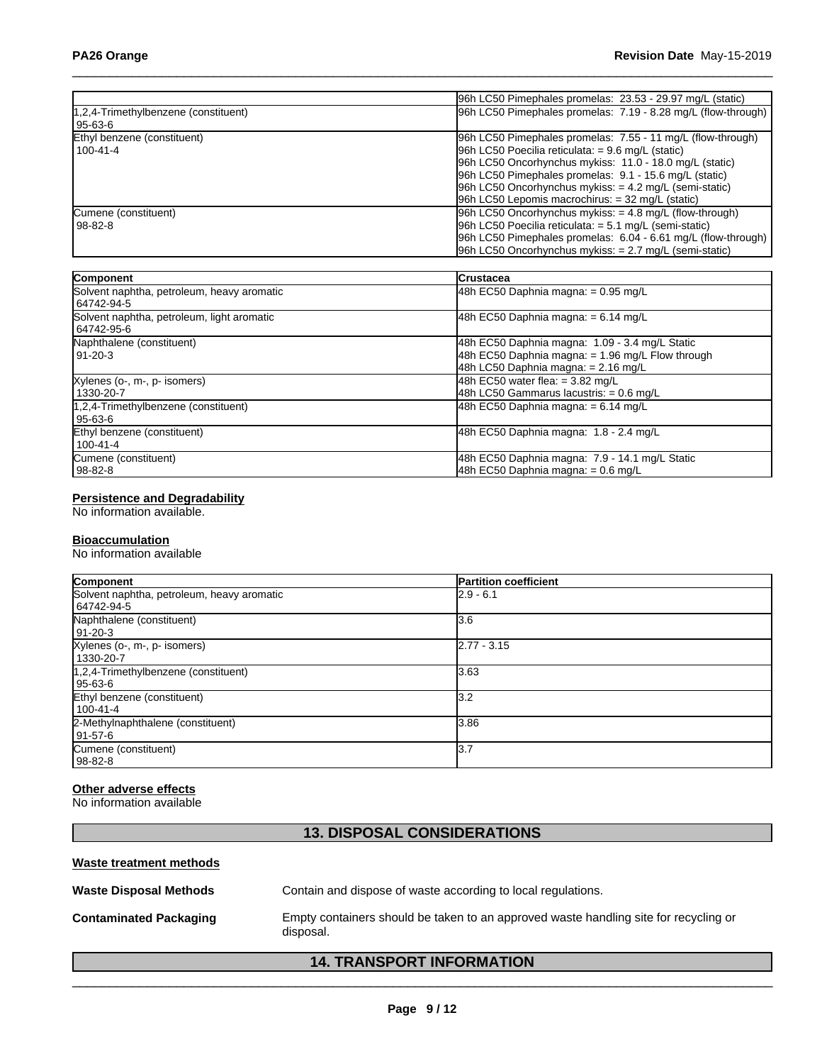| | |
|---|---|
| | 96h LC50 Pimephales promelas: 23.53 - 29.97 mg/L (static) |
| 1,2,4-Trimethylbenzene (constituent)<br>95-63-6 | 96h LC50 Pimephales promelas: 7.19 - 8.28 mg/L (flow-through) |
| Ethyl benzene (constituent)<br>100-41-4 | 96h LC50 Pimephales promelas: 7.55 - 11 mg/L (flow-through)<br>96h LC50 Poecilia reticulata: = 9.6 mg/L (static)<br>96h LC50 Oncorhynchus mykiss: 11.0 - 18.0 mg/L (static)<br>96h LC50 Pimephales promelas: 9.1 - 15.6 mg/L (static)<br>96h LC50 Oncorhynchus mykiss: = 4.2 mg/L (semi-static)<br>96h LC50 Lepomis macrochirus: = 32 mg/L (static) |
| Cumene (constituent)<br>98-82-8 | 96h LC50 Oncorhynchus mykiss: = 4.8 mg/L (flow-through)<br>96h LC50 Poecilia reticulata: = 5.1 mg/L (semi-static)<br>96h LC50 Pimephales promelas: 6.04 - 6.61 mg/L (flow-through)<br>96h LC50 Oncorhynchus mykiss: = 2.7 mg/L (semi-static) |

| Component | Crustacea |
|---|---|
| Solvent naphtha, petroleum, heavy aromatic<br>64742-94-5 | 48h EC50 Daphnia magna: = 0.95 mg/L |
| Solvent naphtha, petroleum, light aromatic<br>64742-95-6 | 48h EC50 Daphnia magna: = 6.14 mg/L |
| Naphthalene (constituent)<br>91-20-3 | 48h EC50 Daphnia magna: 1.09 - 3.4 mg/L Static<br>48h EC50 Daphnia magna: = 1.96 mg/L Flow through<br>48h LC50 Daphnia magna: = 2.16 mg/L |
| Xylenes (o-, m-, p- isomers)<br>1330-20-7 | 48h EC50 water flea: = 3.82 mg/L<br>48h LC50 Gammarus lacustris: = 0.6 mg/L |
| 1,2,4-Trimethylbenzene (constituent)<br>95-63-6 | 48h EC50 Daphnia magna: = 6.14 mg/L |
| Ethyl benzene (constituent)<br>100-41-4 | 48h EC50 Daphnia magna: 1.8 - 2.4 mg/L |
| Cumene (constituent)<br>98-82-8 | 48h EC50 Daphnia magna: 7.9 - 14.1 mg/L Static<br>48h EC50 Daphnia magna: = 0.6 mg/L |

**Persistence and Degradability**

No information available.

**Bioaccumulation**

No information available

| Component | Partition coefficient |
|---|---|
| Solvent naphtha, petroleum, heavy aromatic<br>64742-94-5 | 2.9 - 6.1 |
| Naphthalene (constituent)<br>91-20-3 | 3.6 |
| Xylenes (o-, m-, p- isomers)<br>1330-20-7 | 2.77 - 3.15 |
| 1,2,4-Trimethylbenzene (constituent)<br>95-63-6 | 3.63 |
| Ethyl benzene (constituent)<br>100-41-4 | 3.2 |
| 2-Methylnaphthalene (constituent)<br>91-57-6 | 3.86 |
| Cumene (constituent)<br>98-82-8 | 3.7 |

**Other adverse effects**

No information available

## 13. DISPOSAL CONSIDERATIONS

**Waste treatment methods**

**Waste Disposal Methods** Contain and dispose of waste according to local regulations.

**Contaminated Packaging** Empty containers should be taken to an approved waste handling site for recycling or disposal.

## 14. TRANSPORT INFORMATION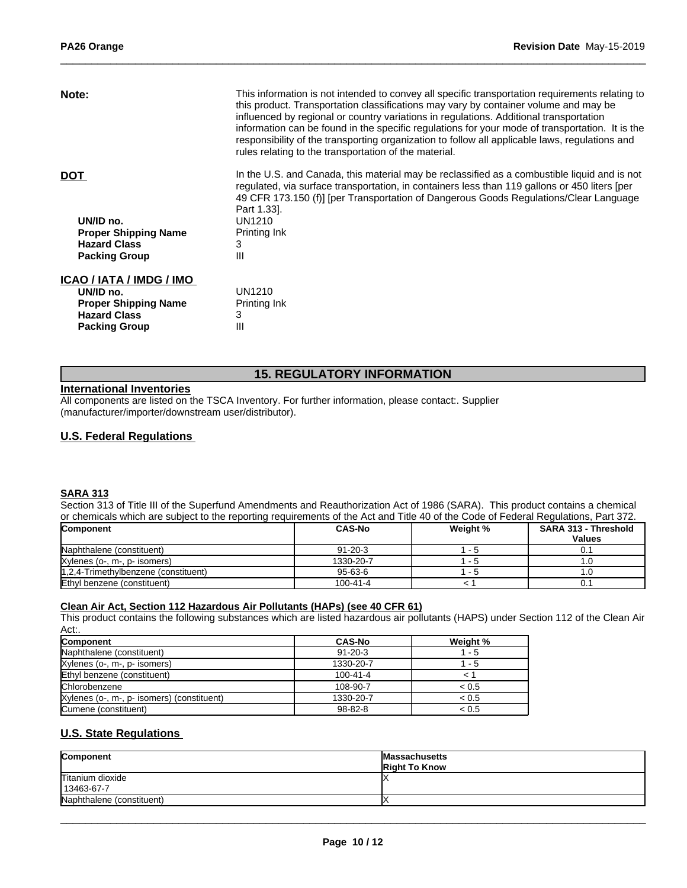**Note:** This information is not intended to convey all specific transportation requirements relating to this product. Transportation classifications may vary by container volume and may be influenced by regional or country variations in regulations. Additional transportation information can be found in the specific regulations for your mode of transportation. It is the responsibility of the transporting organization to follow all applicable laws, regulations and rules relating to the transportation of the material.

**DOT**

In the U.S. and Canada, this material may be reclassified as a combustible liquid and is not regulated, via surface transportation, in containers less than 119 gallons or 450 liters [per 49 CFR 173.150 (f)] [per Transportation of Dangerous Goods Regulations/Clear Language Part 1.33].

- **UN/ID no.** UN1210
- **Proper Shipping Name** Printing Ink
- **Hazard Class** 3
- **Packing Group** III

**ICAO / IATA / IMDG / IMO**

- **UN/ID no.** UN1210
- **Proper Shipping Name** Printing Ink
- **Hazard Class** 3
- **Packing Group** III

## 15. REGULATORY INFORMATION

**International Inventories**

All components are listed on the TSCA Inventory. For further information, please contact:. Supplier (manufacturer/importer/downstream user/distributor).

**U.S. Federal Regulations**

**SARA 313**

Section 313 of Title III of the Superfund Amendments and Reauthorization Act of 1986 (SARA). This product contains a chemical or chemicals which are subject to the reporting requirements of the Act and Title 40 of the Code of Federal Regulations, Part 372.

| Component | CAS-No | Weight % | SARA 313 - Threshold Values |
|---|---|---|---|
| Naphthalene (constituent) | 91-20-3 | 1 - 5 | 0.1 |
| Xylenes (o-, m-, p- isomers) | 1330-20-7 | 1 - 5 | 1.0 |
| 1,2,4-Trimethylbenzene (constituent) | 95-63-6 | 1 - 5 | 1.0 |
| Ethyl benzene (constituent) | 100-41-4 | < 1 | 0.1 |

**Clean Air Act, Section 112 Hazardous Air Pollutants (HAPs) (see 40 CFR 61)**

This product contains the following substances which are listed hazardous air pollutants (HAPS) under Section 112 of the Clean Air Act:.

| Component | CAS-No | Weight % |
|---|---|---|
| Naphthalene (constituent) | 91-20-3 | 1 - 5 |
| Xylenes (o-, m-, p- isomers) | 1330-20-7 | 1 - 5 |
| Ethyl benzene (constituent) | 100-41-4 | < 1 |
| Chlorobenzene | 108-90-7 | < 0.5 |
| Xylenes (o-, m-, p- isomers) (constituent) | 1330-20-7 | < 0.5 |
| Cumene (constituent) | 98-82-8 | < 0.5 |

**U.S. State Regulations**

| Component | Massachusetts Right To Know |
|---|---|
| Titanium dioxide 13463-67-7 | X |
| Naphthalene (constituent) | X |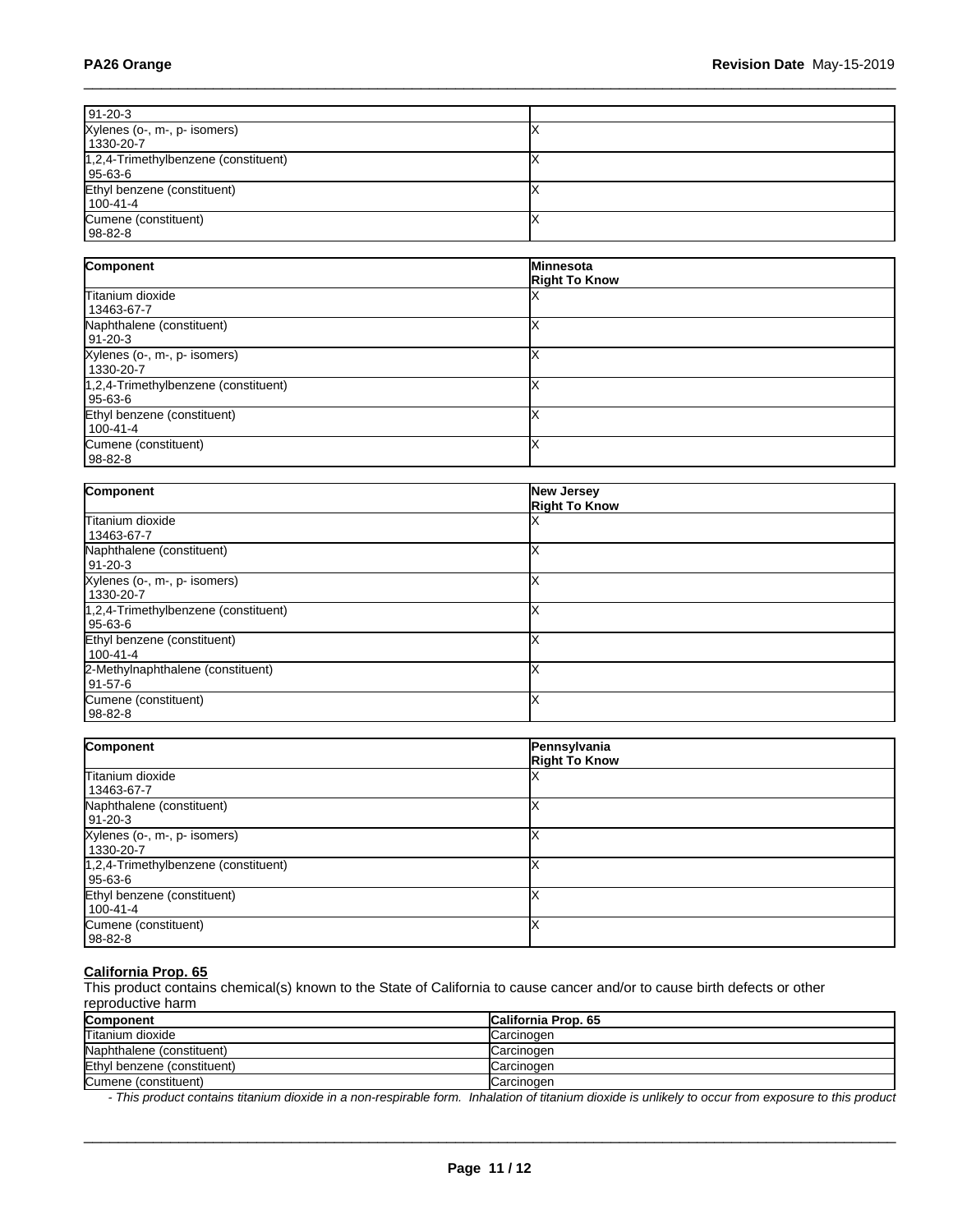| | |
|---|---|
| 91-20-3 | |
| Xylenes (o-, m-, p- isomers)<br>1330-20-7 | X |
| 1,2,4-Trimethylbenzene (constituent)<br>95-63-6 | X |
| Ethyl benzene (constituent)<br>100-41-4 | X |
| Cumene (constituent)<br>98-82-8 | X |

| Component | Minnesota<br>Right To Know |
|---|---|
| Titanium dioxide<br>13463-67-7 | X |
| Naphthalene (constituent)<br>91-20-3 | X |
| Xylenes (o-, m-, p- isomers)<br>1330-20-7 | X |
| 1,2,4-Trimethylbenzene (constituent)<br>95-63-6 | X |
| Ethyl benzene (constituent)<br>100-41-4 | X |
| Cumene (constituent)<br>98-82-8 | X |

| Component | New Jersey<br>Right To Know |
|---|---|
| Titanium dioxide<br>13463-67-7 | X |
| Naphthalene (constituent)<br>91-20-3 | X |
| Xylenes (o-, m-, p- isomers)<br>1330-20-7 | X |
| 1,2,4-Trimethylbenzene (constituent)<br>95-63-6 | X |
| Ethyl benzene (constituent)<br>100-41-4 | X |
| 2-Methylnaphthalene (constituent)<br>91-57-6 | X |
| Cumene (constituent)<br>98-82-8 | X |

| Component | Pennsylvania<br>Right To Know |
|---|---|
| Titanium dioxide<br>13463-67-7 | X |
| Naphthalene (constituent)<br>91-20-3 | X |
| Xylenes (o-, m-, p- isomers)<br>1330-20-7 | X |
| 1,2,4-Trimethylbenzene (constituent)<br>95-63-6 | X |
| Ethyl benzene (constituent)<br>100-41-4 | X |
| Cumene (constituent)<br>98-82-8 | X |

**California Prop. 65**

This product contains chemical(s) known to the State of California to cause cancer and/or to cause birth defects or other reproductive harm

| Component | California Prop. 65 |
|---|---|
| Titanium dioxide | Carcinogen |
| Naphthalene (constituent) | Carcinogen |
| Ethyl benzene (constituent) | Carcinogen |
| Cumene (constituent) | Carcinogen |

*- This product contains titanium dioxide in a non-respirable form. Inhalation of titanium dioxide is unlikely to occur from exposure to this product*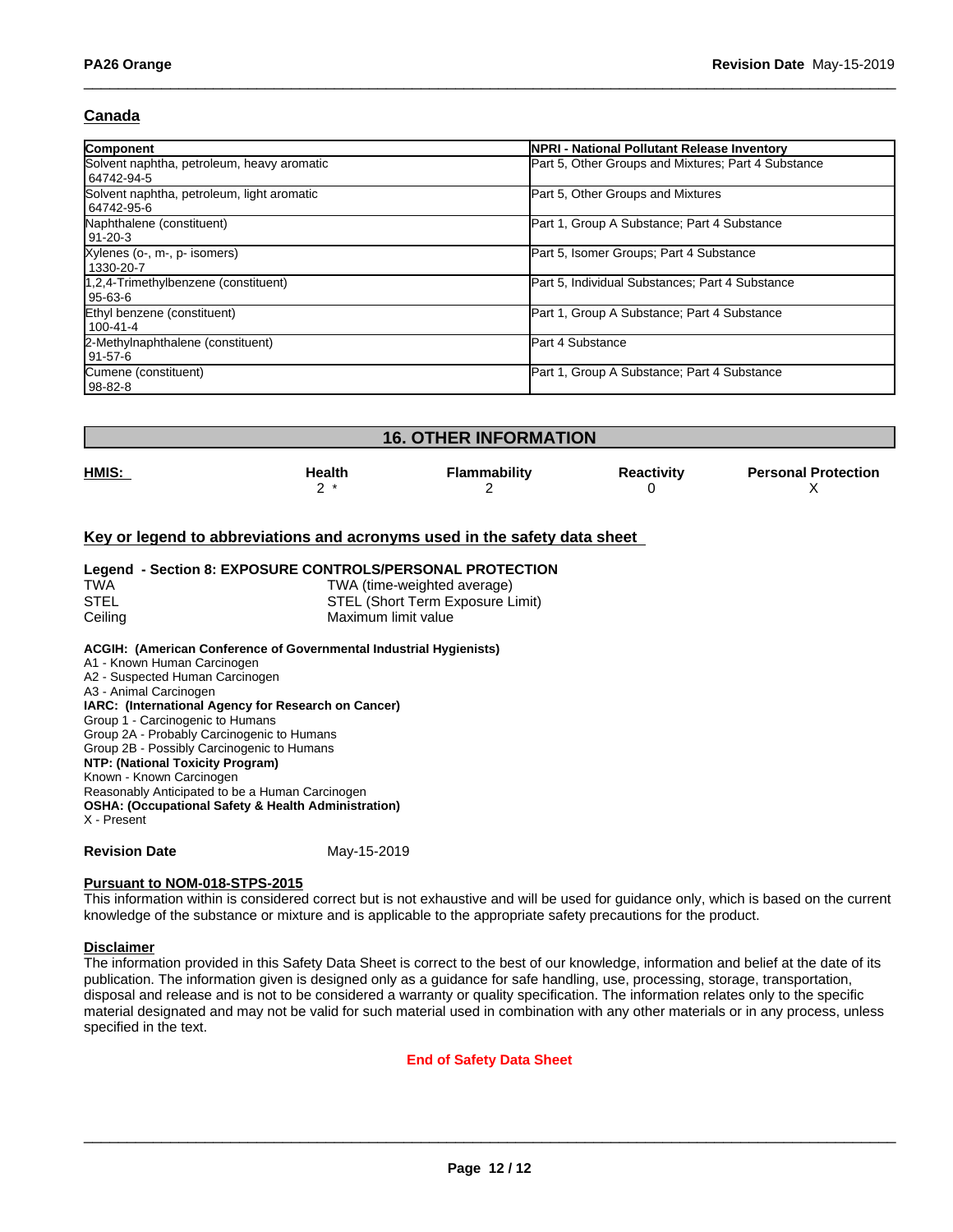## Canada

| Component | NPRI - National Pollutant Release Inventory |
|---|---|
| Solvent naphtha, petroleum, heavy aromatic<br>64742-94-5 | Part 5, Other Groups and Mixtures; Part 4 Substance |
| Solvent naphtha, petroleum, light aromatic<br>64742-95-6 | Part 5, Other Groups and Mixtures |
| Naphthalene (constituent)<br>91-20-3 | Part 1, Group A Substance; Part 4 Substance |
| Xylenes (o-, m-, p- isomers)<br>1330-20-7 | Part 5, Isomer Groups; Part 4 Substance |
| 1,2,4-Trimethylbenzene (constituent)<br>95-63-6 | Part 5, Individual Substances; Part 4 Substance |
| Ethyl benzene (constituent)<br>100-41-4 | Part 1, Group A Substance; Part 4 Substance |
| 2-Methylnaphthalene (constituent)<br>91-57-6 | Part 4 Substance |
| Cumene (constituent)<br>98-82-8 | Part 1, Group A Substance; Part 4 Substance |

## 16. OTHER INFORMATION

| HMIS: | Health | Flammability | Reactivity | Personal Protection |
|---|---|---|---|---|
| | 2 * | 2 | 0 | X |

### Key or legend to abbreviations and acronyms used in the safety data sheet

**Legend - Section 8: EXPOSURE CONTROLS/PERSONAL PROTECTION**

| | |
|---|---|
| TWA | TWA (time-weighted average) |
| STEL | STEL (Short Term Exposure Limit) |
| Ceiling | Maximum limit value |

**ACGIH: (American Conference of Governmental Industrial Hygienists)**
A1 - Known Human Carcinogen
A2 - Suspected Human Carcinogen
A3 - Animal Carcinogen
**IARC: (International Agency for Research on Cancer)**
Group 1 - Carcinogenic to Humans
Group 2A - Probably Carcinogenic to Humans
Group 2B - Possibly Carcinogenic to Humans
**NTP: (National Toxicity Program)**
Known - Known Carcinogen
Reasonably Anticipated to be a Human Carcinogen
**OSHA: (Occupational Safety & Health Administration)**
X - Present

**Revision Date** May-15-2019

### Pursuant to NOM-018-STPS-2015

This information within is considered correct but is not exhaustive and will be used for guidance only, which is based on the current knowledge of the substance or mixture and is applicable to the appropriate safety precautions for the product.

### Disclaimer

The information provided in this Safety Data Sheet is correct to the best of our knowledge, information and belief at the date of its publication. The information given is designed only as a guidance for safe handling, use, processing, storage, transportation, disposal and release and is not to be considered a warranty or quality specification. The information relates only to the specific material designated and may not be valid for such material used in combination with any other materials or in any process, unless specified in the text.

**End of Safety Data Sheet**